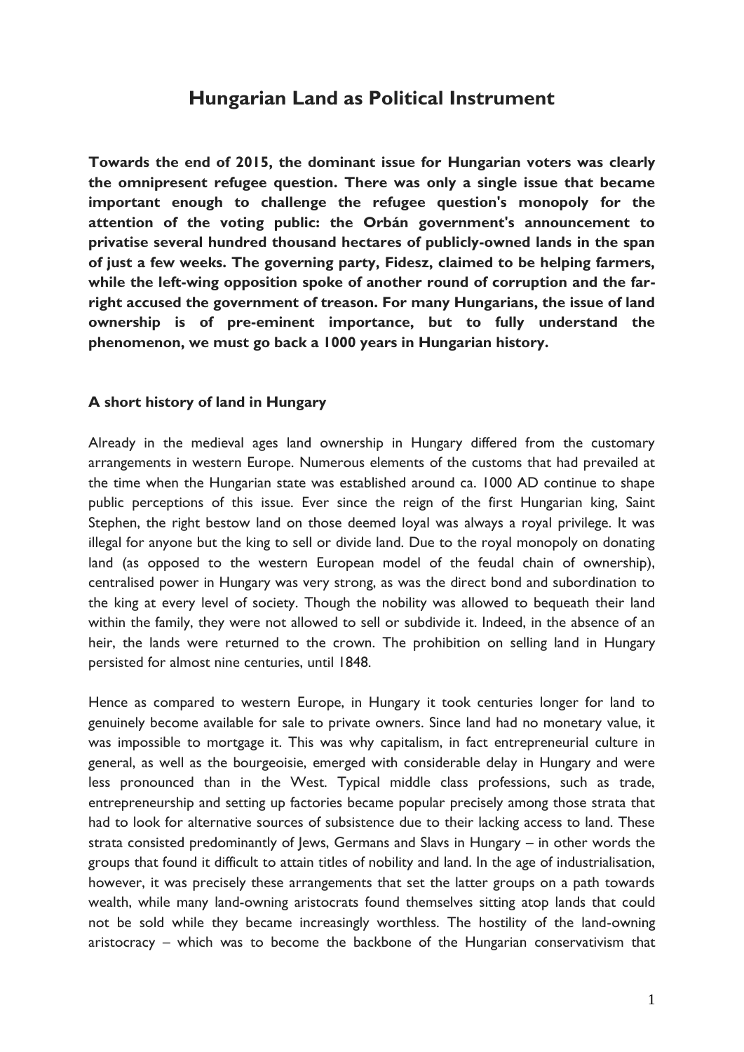# Hungarian Land as Political Instrument

**Towards the end of 2015, the dominant issue for Hungarian voters was clearly the omnipresent refugee question. There was only a single issue that became important enough to challenge the refugee question's monopoly for the attention of the voting public: the Orbán government's announcement to privatise several hundred thousand hectares of publicly-owned lands in the span of just a few weeks. The governing party, Fidesz, claimed to be helping farmers, while the left-wing opposition spoke of another round of corruption and the far-right accused the government of treason. For many Hungarians, the issue of land ownership is of pre-eminent importance, but to fully understand the phenomenon, we must go back a 1000 years in Hungarian history.**

### A short history of land in Hungary

Already in the medieval ages land ownership in Hungary differed from the customary arrangements in western Europe. Numerous elements of the customs that had prevailed at the time when the Hungarian state was established around ca. 1000 AD continue to shape public perceptions of this issue. Ever since the reign of the first Hungarian king, Saint Stephen, the right bestow land on those deemed loyal was always a royal privilege. It was illegal for anyone but the king to sell or divide land. Due to the royal monopoly on donating land (as opposed to the western European model of the feudal chain of ownership), centralised power in Hungary was very strong, as was the direct bond and subordination to the king at every level of society. Though the nobility was allowed to bequeath their land within the family, they were not allowed to sell or subdivide it. Indeed, in the absence of an heir, the lands were returned to the crown. The prohibition on selling land in Hungary persisted for almost nine centuries, until 1848.

Hence as compared to western Europe, in Hungary it took centuries longer for land to genuinely become available for sale to private owners. Since land had no monetary value, it was impossible to mortgage it. This was why capitalism, in fact entrepreneurial culture in general, as well as the bourgeoisie, emerged with considerable delay in Hungary and were less pronounced than in the West. Typical middle class professions, such as trade, entrepreneurship and setting up factories became popular precisely among those strata that had to look for alternative sources of subsistence due to their lacking access to land. These strata consisted predominantly of Jews, Germans and Slavs in Hungary – in other words the groups that found it difficult to attain titles of nobility and land. In the age of industrialisation, however, it was precisely these arrangements that set the latter groups on a path towards wealth, while many land-owning aristocrats found themselves sitting atop lands that could not be sold while they became increasingly worthless. The hostility of the land-owning aristocracy – which was to become the backbone of the Hungarian conservativism that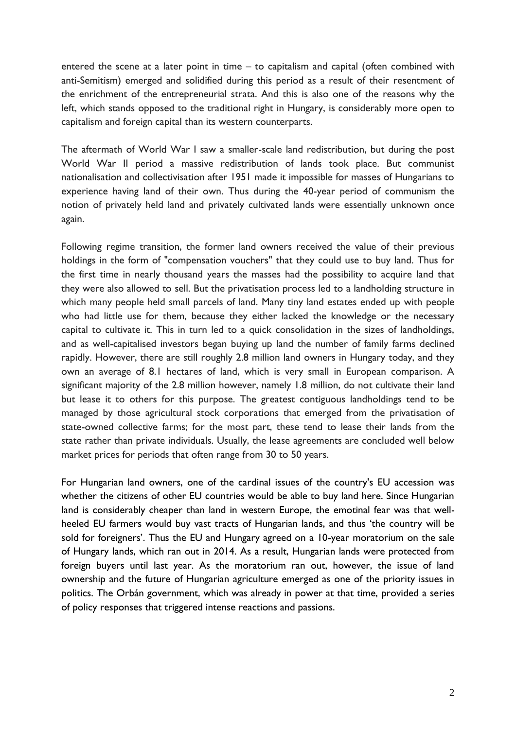entered the scene at a later point in time – to capitalism and capital (often combined with anti-Semitism) emerged and solidified during this period as a result of their resentment of the enrichment of the entrepreneurial strata. And this is also one of the reasons why the left, which stands opposed to the traditional right in Hungary, is considerably more open to capitalism and foreign capital than its western counterparts.

The aftermath of World War I saw a smaller-scale land redistribution, but during the post World War II period a massive redistribution of lands took place. But communist nationalisation and collectivisation after 1951 made it impossible for masses of Hungarians to experience having land of their own. Thus during the 40-year period of communism the notion of privately held land and privately cultivated lands were essentially unknown once again.

Following regime transition, the former land owners received the value of their previous holdings in the form of "compensation vouchers" that they could use to buy land. Thus for the first time in nearly thousand years the masses had the possibility to acquire land that they were also allowed to sell. But the privatisation process led to a landholding structure in which many people held small parcels of land. Many tiny land estates ended up with people who had little use for them, because they either lacked the knowledge or the necessary capital to cultivate it. This in turn led to a quick consolidation in the sizes of landholdings, and as well-capitalised investors began buying up land the number of family farms declined rapidly. However, there are still roughly 2.8 million land owners in Hungary today, and they own an average of 8.1 hectares of land, which is very small in European comparison. A significant majority of the 2.8 million however, namely 1.8 million, do not cultivate their land but lease it to others for this purpose. The greatest contiguous landholdings tend to be managed by those agricultural stock corporations that emerged from the privatisation of state-owned collective farms; for the most part, these tend to lease their lands from the state rather than private individuals. Usually, the lease agreements are concluded well below market prices for periods that often range from 30 to 50 years.

For Hungarian land owners, one of the cardinal issues of the country's EU accession was whether the citizens of other EU countries would be able to buy land here. Since Hungarian land is considerably cheaper than land in western Europe, the emotinal fear was that well-heeled EU farmers would buy vast tracts of Hungarian lands, and thus 'the country will be sold for foreigners'. Thus the EU and Hungary agreed on a 10-year moratorium on the sale of Hungary lands, which ran out in 2014. As a result, Hungarian lands were protected from foreign buyers until last year. As the moratorium ran out, however, the issue of land ownership and the future of Hungarian agriculture emerged as one of the priority issues in politics. The Orbán government, which was already in power at that time, provided a series of policy responses that triggered intense reactions and passions.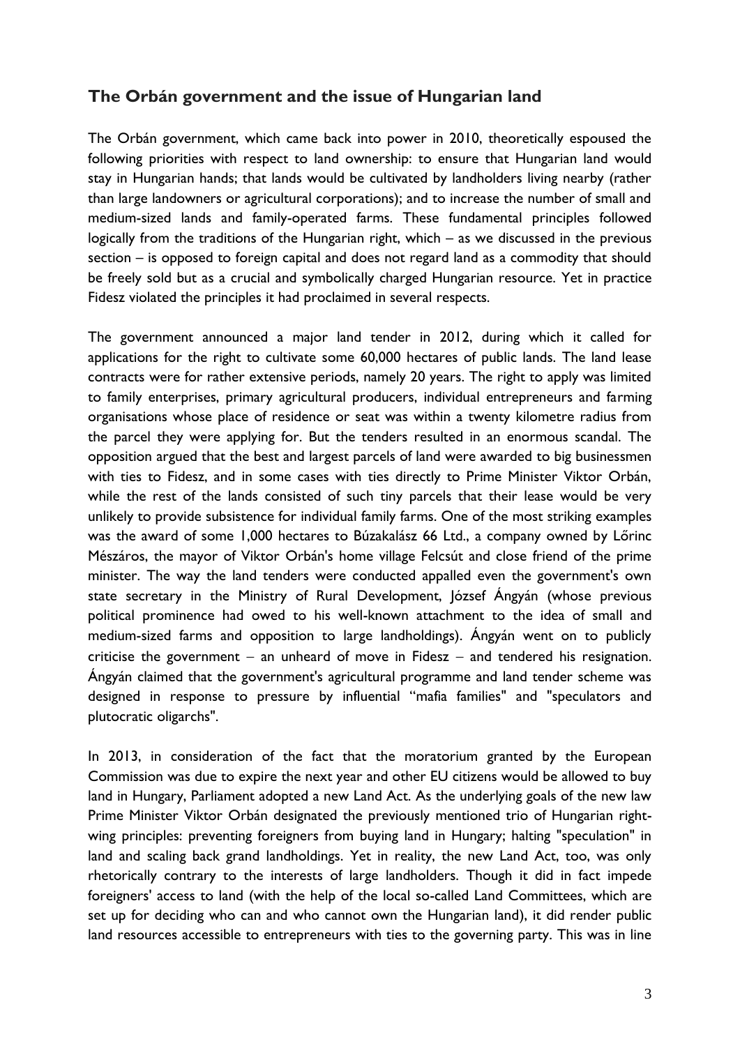## The Orbán government and the issue of Hungarian land

The Orbán government, which came back into power in 2010, theoretically espoused the following priorities with respect to land ownership: to ensure that Hungarian land would stay in Hungarian hands; that lands would be cultivated by landholders living nearby (rather than large landowners or agricultural corporations); and to increase the number of small and medium-sized lands and family-operated farms. These fundamental principles followed logically from the traditions of the Hungarian right, which – as we discussed in the previous section – is opposed to foreign capital and does not regard land as a commodity that should be freely sold but as a crucial and symbolically charged Hungarian resource. Yet in practice Fidesz violated the principles it had proclaimed in several respects.

The government announced a major land tender in 2012, during which it called for applications for the right to cultivate some 60,000 hectares of public lands. The land lease contracts were for rather extensive periods, namely 20 years. The right to apply was limited to family enterprises, primary agricultural producers, individual entrepreneurs and farming organisations whose place of residence or seat was within a twenty kilometre radius from the parcel they were applying for. But the tenders resulted in an enormous scandal. The opposition argued that the best and largest parcels of land were awarded to big businessmen with ties to Fidesz, and in some cases with ties directly to Prime Minister Viktor Orbán, while the rest of the lands consisted of such tiny parcels that their lease would be very unlikely to provide subsistence for individual family farms. One of the most striking examples was the award of some 1,000 hectares to Búzakalász 66 Ltd., a company owned by Lőrinc Mészáros, the mayor of Viktor Orbán's home village Felcsút and close friend of the prime minister. The way the land tenders were conducted appalled even the government's own state secretary in the Ministry of Rural Development, József Ángyán (whose previous political prominence had owed to his well-known attachment to the idea of small and medium-sized farms and opposition to large landholdings). Ángyán went on to publicly criticise the government – an unheard of move in Fidesz – and tendered his resignation. Ángyán claimed that the government's agricultural programme and land tender scheme was designed in response to pressure by influential "mafia families" and "speculators and plutocratic oligarchs".

In 2013, in consideration of the fact that the moratorium granted by the European Commission was due to expire the next year and other EU citizens would be allowed to buy land in Hungary, Parliament adopted a new Land Act. As the underlying goals of the new law Prime Minister Viktor Orbán designated the previously mentioned trio of Hungarian right-wing principles: preventing foreigners from buying land in Hungary; halting "speculation" in land and scaling back grand landholdings. Yet in reality, the new Land Act, too, was only rhetorically contrary to the interests of large landholders. Though it did in fact impede foreigners' access to land (with the help of the local so-called Land Committees, which are set up for deciding who can and who cannot own the Hungarian land), it did render public land resources accessible to entrepreneurs with ties to the governing party. This was in line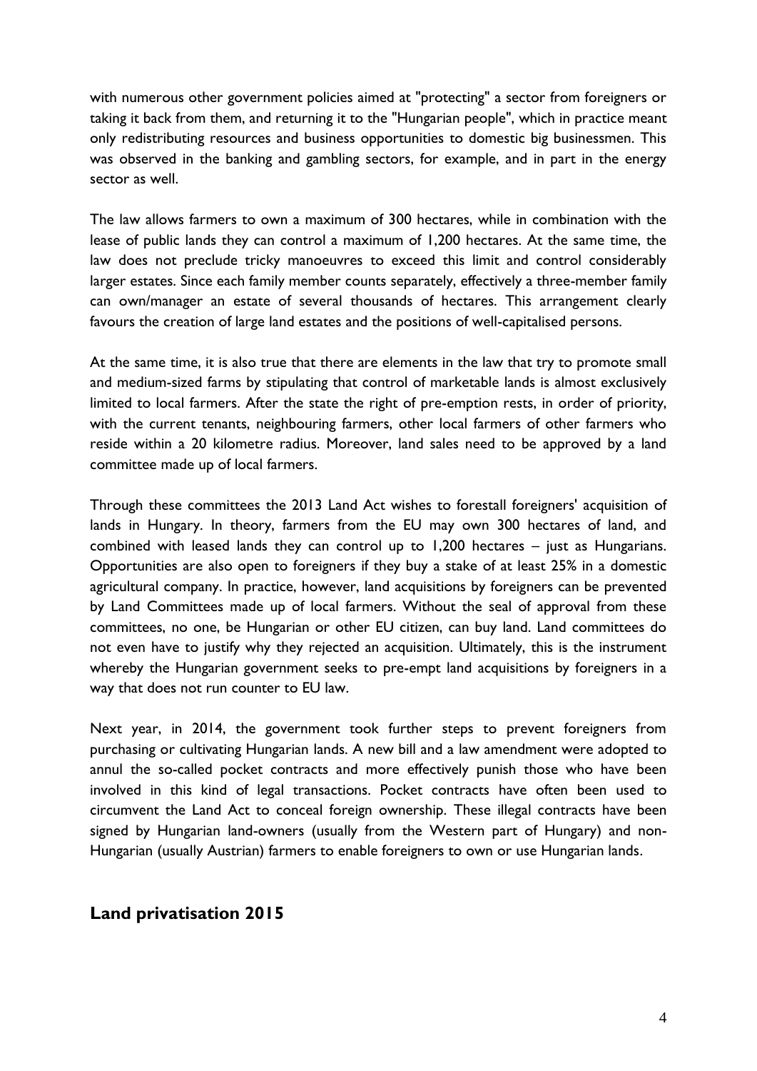with numerous other government policies aimed at "protecting" a sector from foreigners or taking it back from them, and returning it to the "Hungarian people", which in practice meant only redistributing resources and business opportunities to domestic big businessmen. This was observed in the banking and gambling sectors, for example, and in part in the energy sector as well.

The law allows farmers to own a maximum of 300 hectares, while in combination with the lease of public lands they can control a maximum of 1,200 hectares. At the same time, the law does not preclude tricky manoeuvres to exceed this limit and control considerably larger estates. Since each family member counts separately, effectively a three-member family can own/manager an estate of several thousands of hectares. This arrangement clearly favours the creation of large land estates and the positions of well-capitalised persons.

At the same time, it is also true that there are elements in the law that try to promote small and medium-sized farms by stipulating that control of marketable lands is almost exclusively limited to local farmers. After the state the right of pre-emption rests, in order of priority, with the current tenants, neighbouring farmers, other local farmers of other farmers who reside within a 20 kilometre radius. Moreover, land sales need to be approved by a land committee made up of local farmers.

Through these committees the 2013 Land Act wishes to forestall foreigners' acquisition of lands in Hungary. In theory, farmers from the EU may own 300 hectares of land, and combined with leased lands they can control up to 1,200 hectares – just as Hungarians. Opportunities are also open to foreigners if they buy a stake of at least 25% in a domestic agricultural company. In practice, however, land acquisitions by foreigners can be prevented by Land Committees made up of local farmers. Without the seal of approval from these committees, no one, be Hungarian or other EU citizen, can buy land. Land committees do not even have to justify why they rejected an acquisition. Ultimately, this is the instrument whereby the Hungarian government seeks to pre-empt land acquisitions by foreigners in a way that does not run counter to EU law.

Next year, in 2014, the government took further steps to prevent foreigners from purchasing or cultivating Hungarian lands. A new bill and a law amendment were adopted to annul the so-called pocket contracts and more effectively punish those who have been involved in this kind of legal transactions. Pocket contracts have often been used to circumvent the Land Act to conceal foreign ownership. These illegal contracts have been signed by Hungarian land-owners (usually from the Western part of Hungary) and non-Hungarian (usually Austrian) farmers to enable foreigners to own or use Hungarian lands.

## Land privatisation 2015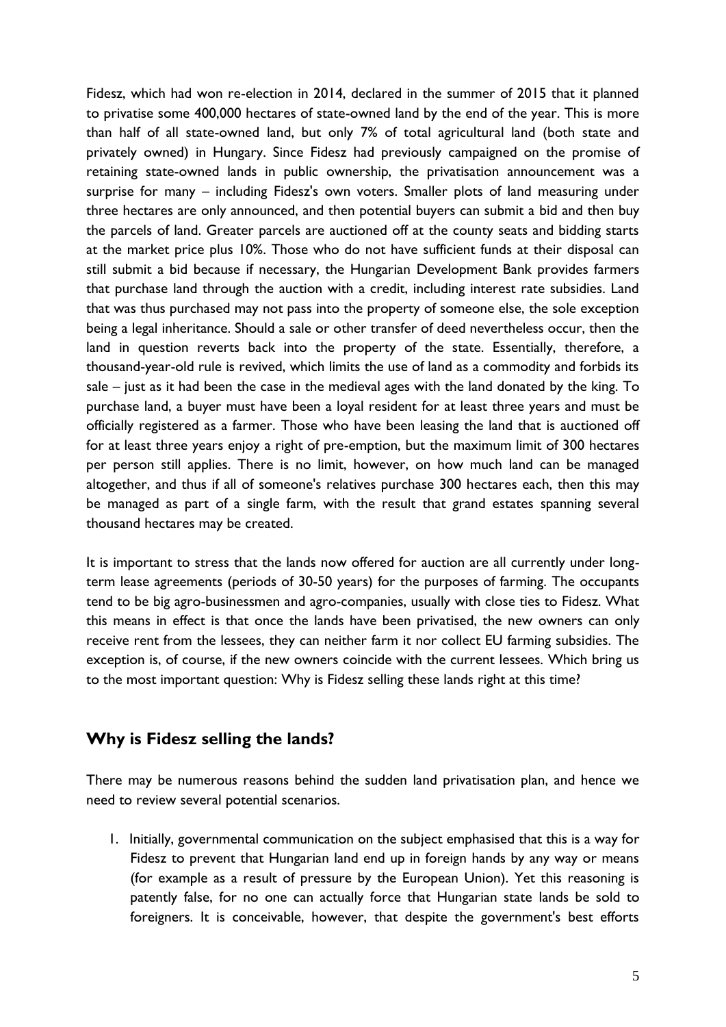Fidesz, which had won re-election in 2014, declared in the summer of 2015 that it planned to privatise some 400,000 hectares of state-owned land by the end of the year. This is more than half of all state-owned land, but only 7% of total agricultural land (both state and privately owned) in Hungary. Since Fidesz had previously campaigned on the promise of retaining state-owned lands in public ownership, the privatisation announcement was a surprise for many – including Fidesz's own voters. Smaller plots of land measuring under three hectares are only announced, and then potential buyers can submit a bid and then buy the parcels of land. Greater parcels are auctioned off at the county seats and bidding starts at the market price plus 10%. Those who do not have sufficient funds at their disposal can still submit a bid because if necessary, the Hungarian Development Bank provides farmers that purchase land through the auction with a credit, including interest rate subsidies. Land that was thus purchased may not pass into the property of someone else, the sole exception being a legal inheritance. Should a sale or other transfer of deed nevertheless occur, then the land in question reverts back into the property of the state. Essentially, therefore, a thousand-year-old rule is revived, which limits the use of land as a commodity and forbids its sale – just as it had been the case in the medieval ages with the land donated by the king. To purchase land, a buyer must have been a loyal resident for at least three years and must be officially registered as a farmer. Those who have been leasing the land that is auctioned off for at least three years enjoy a right of pre-emption, but the maximum limit of 300 hectares per person still applies. There is no limit, however, on how much land can be managed altogether, and thus if all of someone's relatives purchase 300 hectares each, then this may be managed as part of a single farm, with the result that grand estates spanning several thousand hectares may be created.

It is important to stress that the lands now offered for auction are all currently under long-term lease agreements (periods of 30-50 years) for the purposes of farming. The occupants tend to be big agro-businessmen and agro-companies, usually with close ties to Fidesz. What this means in effect is that once the lands have been privatised, the new owners can only receive rent from the lessees, they can neither farm it nor collect EU farming subsidies. The exception is, of course, if the new owners coincide with the current lessees. Which bring us to the most important question: Why is Fidesz selling these lands right at this time?

## Why is Fidesz selling the lands?

There may be numerous reasons behind the sudden land privatisation plan, and hence we need to review several potential scenarios.

1. Initially, governmental communication on the subject emphasised that this is a way for Fidesz to prevent that Hungarian land end up in foreign hands by any way or means (for example as a result of pressure by the European Union). Yet this reasoning is patently false, for no one can actually force that Hungarian state lands be sold to foreigners. It is conceivable, however, that despite the government's best efforts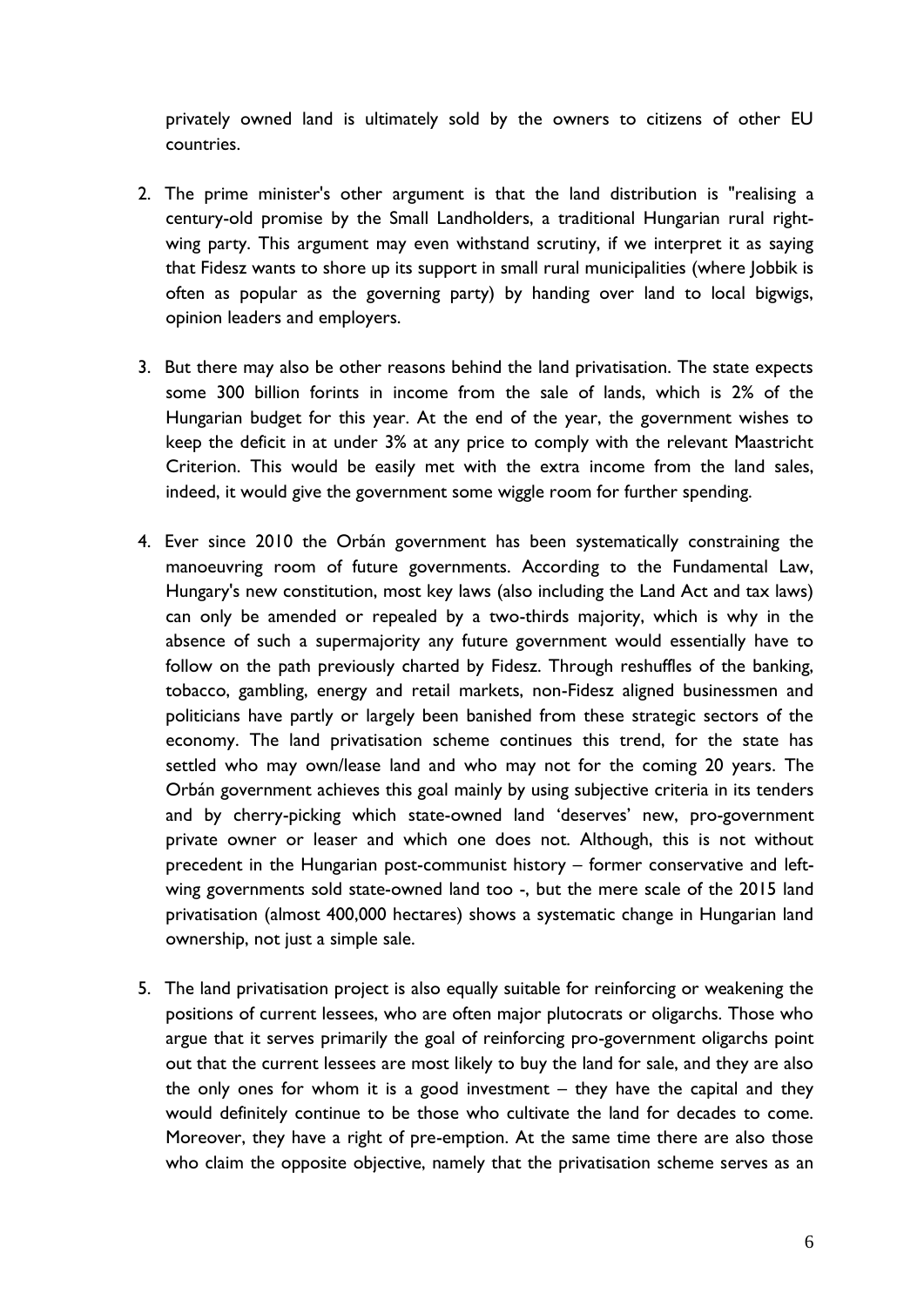privately owned land is ultimately sold by the owners to citizens of other EU countries.

2. The prime minister's other argument is that the land distribution is "realising a century-old promise by the Small Landholders, a traditional Hungarian rural right-wing party. This argument may even withstand scrutiny, if we interpret it as saying that Fidesz wants to shore up its support in small rural municipalities (where Jobbik is often as popular as the governing party) by handing over land to local bigwigs, opinion leaders and employers.

3. But there may also be other reasons behind the land privatisation. The state expects some 300 billion forints in income from the sale of lands, which is 2% of the Hungarian budget for this year. At the end of the year, the government wishes to keep the deficit in at under 3% at any price to comply with the relevant Maastricht Criterion. This would be easily met with the extra income from the land sales, indeed, it would give the government some wiggle room for further spending.

4. Ever since 2010 the Orbán government has been systematically constraining the manoeuvring room of future governments. According to the Fundamental Law, Hungary's new constitution, most key laws (also including the Land Act and tax laws) can only be amended or repealed by a two-thirds majority, which is why in the absence of such a supermajority any future government would essentially have to follow on the path previously charted by Fidesz. Through reshuffles of the banking, tobacco, gambling, energy and retail markets, non-Fidesz aligned businessmen and politicians have partly or largely been banished from these strategic sectors of the economy. The land privatisation scheme continues this trend, for the state has settled who may own/lease land and who may not for the coming 20 years. The Orbán government achieves this goal mainly by using subjective criteria in its tenders and by cherry-picking which state-owned land 'deserves' new, pro-government private owner or leaser and which one does not. Although, this is not without precedent in the Hungarian post-communist history – former conservative and left-wing governments sold state-owned land too -, but the mere scale of the 2015 land privatisation (almost 400,000 hectares) shows a systematic change in Hungarian land ownership, not just a simple sale.

5. The land privatisation project is also equally suitable for reinforcing or weakening the positions of current lessees, who are often major plutocrats or oligarchs. Those who argue that it serves primarily the goal of reinforcing pro-government oligarchs point out that the current lessees are most likely to buy the land for sale, and they are also the only ones for whom it is a good investment – they have the capital and they would definitely continue to be those who cultivate the land for decades to come. Moreover, they have a right of pre-emption. At the same time there are also those who claim the opposite objective, namely that the privatisation scheme serves as an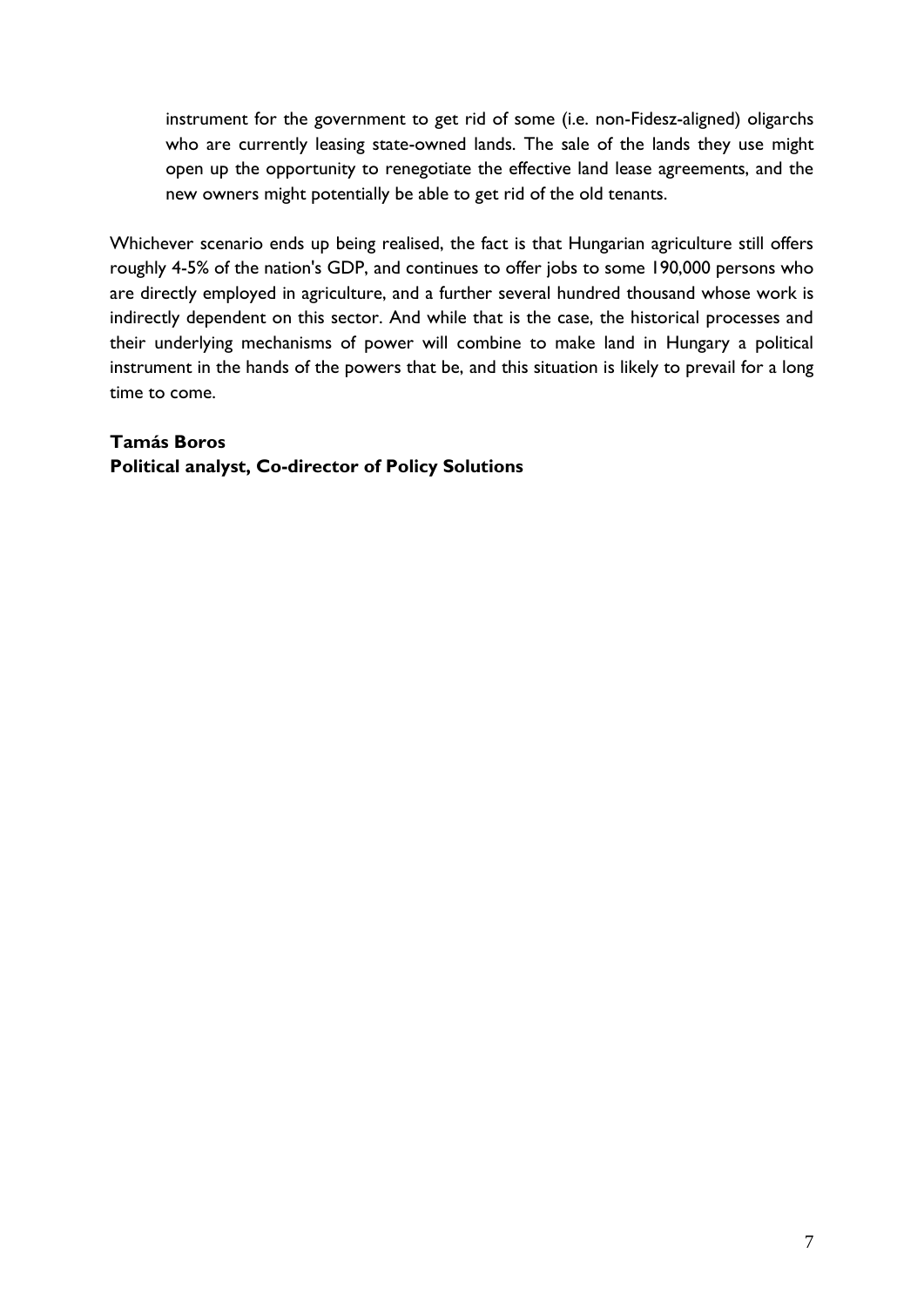instrument for the government to get rid of some (i.e. non-Fidesz-aligned) oligarchs who are currently leasing state-owned lands. The sale of the lands they use might open up the opportunity to renegotiate the effective land lease agreements, and the new owners might potentially be able to get rid of the old tenants.

Whichever scenario ends up being realised, the fact is that Hungarian agriculture still offers roughly 4-5% of the nation's GDP, and continues to offer jobs to some 190,000 persons who are directly employed in agriculture, and a further several hundred thousand whose work is indirectly dependent on this sector. And while that is the case, the historical processes and their underlying mechanisms of power will combine to make land in Hungary a political instrument in the hands of the powers that be, and this situation is likely to prevail for a long time to come.

**Tamás Boros**
**Political analyst, Co-director of Policy Solutions**